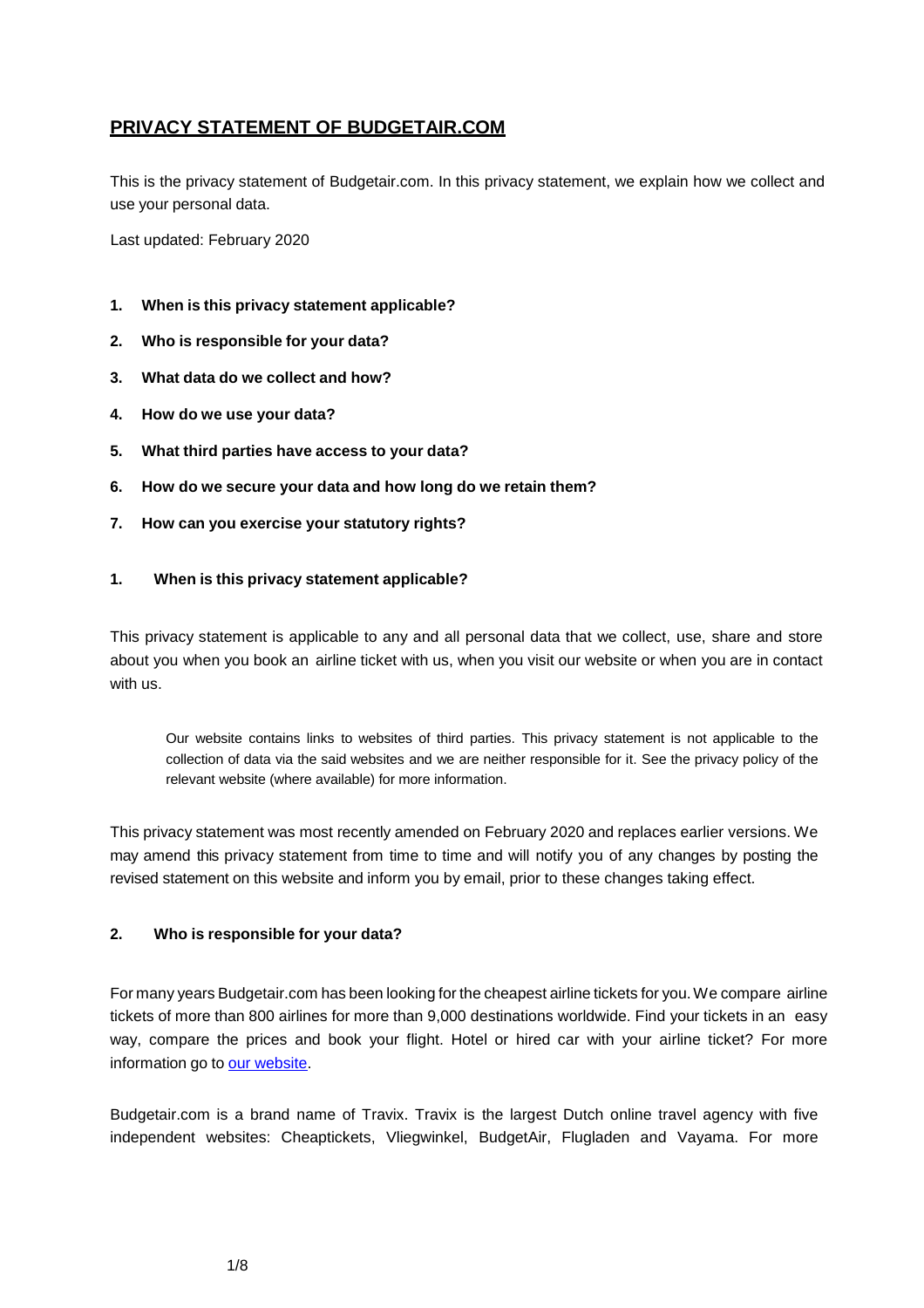# PRIVACY STATEMENT OF BUDGETAIR.COM

This is the privacy statement of Budgetair.com. In this privacy statement, we explain how we collect and use your personal data.

Last updated: February 2020

1. **When is this privacy statement applicable?**
2. **Who is responsible for your data?**
3. **What data do we collect and how?**
4. **How do we use your data?**
5. **What third parties have access to your data?**
6. **How do we secure your data and how long do we retain them?**
7. **How can you exercise your statutory rights?**

## 1. When is this privacy statement applicable?

This privacy statement is applicable to any and all personal data that we collect, use, share and store about you when you book an airline ticket with us, when you visit our website or when you are in contact with us.

> Our website contains links to websites of third parties. This privacy statement is not applicable to the collection of data via the said websites and we are neither responsible for it. See the privacy policy of the relevant website (where available) for more information.

This privacy statement was most recently amended on February 2020 and replaces earlier versions. We may amend this privacy statement from time to time and will notify you of any changes by posting the revised statement on this website and inform you by email, prior to these changes taking effect.

## 2. Who is responsible for your data?

For many years Budgetair.com has been looking for the cheapest airline tickets for you. We compare airline tickets of more than 800 airlines for more than 9,000 destinations worldwide. Find your tickets in an easy way, compare the prices and book your flight. Hotel or hired car with your airline ticket? For more information go to our website.

Budgetair.com is a brand name of Travix. Travix is the largest Dutch online travel agency with five independent websites: Cheaptickets, Vliegwinkel, BudgetAir, Flugladen and Vayama. For more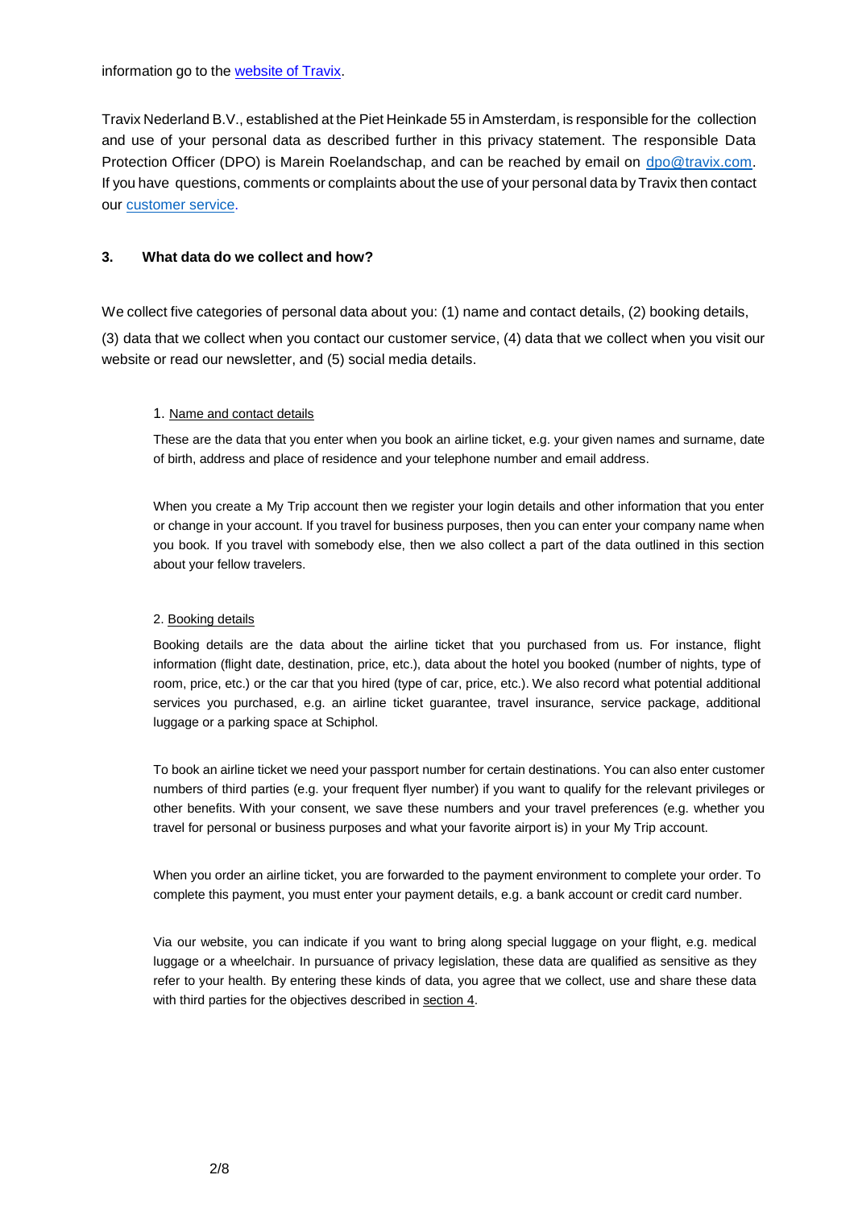information go to the [website of Travix](#).

Travix Nederland B.V., established at the Piet Heinkade 55 in Amsterdam, is responsible for the collection and use of your personal data as described further in this privacy statement. The responsible Data Protection Officer (DPO) is Marein Roelandschap, and can be reached by email on [dpo@travix.com](mailto:dpo@travix.com). If you have questions, comments or complaints about the use of your personal data by Travix then contact our [customer service](#).

## 3. What data do we collect and how?

We collect five categories of personal data about you: (1) name and contact details, (2) booking details, (3) data that we collect when you contact our customer service, (4) data that we collect when you visit our website or read our newsletter, and (5) social media details.

1. Name and contact details

These are the data that you enter when you book an airline ticket, e.g. your given names and surname, date of birth, address and place of residence and your telephone number and email address.

When you create a My Trip account then we register your login details and other information that you enter or change in your account. If you travel for business purposes, then you can enter your company name when you book. If you travel with somebody else, then we also collect a part of the data outlined in this section about your fellow travelers.

2. Booking details

Booking details are the data about the airline ticket that you purchased from us. For instance, flight information (flight date, destination, price, etc.), data about the hotel you booked (number of nights, type of room, price, etc.) or the car that you hired (type of car, price, etc.). We also record what potential additional services you purchased, e.g. an airline ticket guarantee, travel insurance, service package, additional luggage or a parking space at Schiphol.

To book an airline ticket we need your passport number for certain destinations. You can also enter customer numbers of third parties (e.g. your frequent flyer number) if you want to qualify for the relevant privileges or other benefits. With your consent, we save these numbers and your travel preferences (e.g. whether you travel for personal or business purposes and what your favorite airport is) in your My Trip account.

When you order an airline ticket, you are forwarded to the payment environment to complete your order. To complete this payment, you must enter your payment details, e.g. a bank account or credit card number.

Via our website, you can indicate if you want to bring along special luggage on your flight, e.g. medical luggage or a wheelchair. In pursuance of privacy legislation, these data are qualified as sensitive as they refer to your health. By entering these kinds of data, you agree that we collect, use and share these data with third parties for the objectives described in section 4.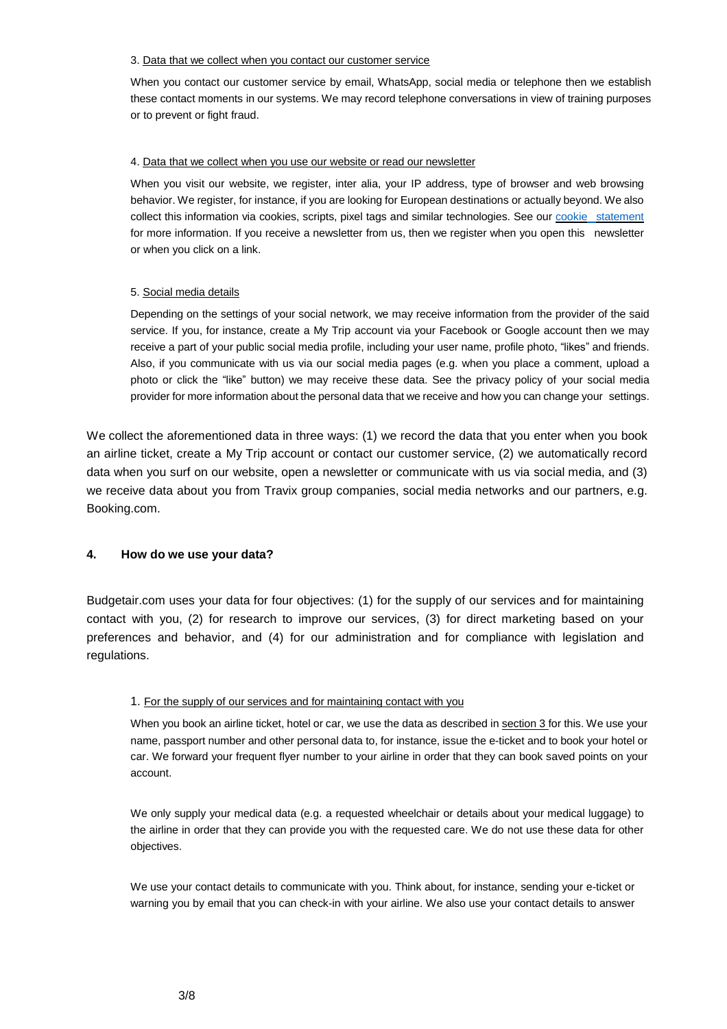3. Data that we collect when you contact our customer service

When you contact our customer service by email, WhatsApp, social media or telephone then we establish these contact moments in our systems. We may record telephone conversations in view of training purposes or to prevent or fight fraud.

4. Data that we collect when you use our website or read our newsletter

When you visit our website, we register, inter alia, your IP address, type of browser and web browsing behavior. We register, for instance, if you are looking for European destinations or actually beyond. We also collect this information via cookies, scripts, pixel tags and similar technologies. See our cookie statement for more information. If you receive a newsletter from us, then we register when you open this newsletter or when you click on a link.

5. Social media details

Depending on the settings of your social network, we may receive information from the provider of the said service. If you, for instance, create a My Trip account via your Facebook or Google account then we may receive a part of your public social media profile, including your user name, profile photo, "likes" and friends. Also, if you communicate with us via our social media pages (e.g. when you place a comment, upload a photo or click the "like" button) we may receive these data. See the privacy policy of your social media provider for more information about the personal data that we receive and how you can change your settings.

We collect the aforementioned data in three ways: (1) we record the data that you enter when you book an airline ticket, create a My Trip account or contact our customer service, (2) we automatically record data when you surf on our website, open a newsletter or communicate with us via social media, and (3) we receive data about you from Travix group companies, social media networks and our partners, e.g. Booking.com.

## 4. How do we use your data?

Budgetair.com uses your data for four objectives: (1) for the supply of our services and for maintaining contact with you, (2) for research to improve our services, (3) for direct marketing based on your preferences and behavior, and (4) for our administration and for compliance with legislation and regulations.

1. For the supply of our services and for maintaining contact with you

When you book an airline ticket, hotel or car, we use the data as described in section 3 for this. We use your name, passport number and other personal data to, for instance, issue the e-ticket and to book your hotel or car. We forward your frequent flyer number to your airline in order that they can book saved points on your account.

We only supply your medical data (e.g. a requested wheelchair or details about your medical luggage) to the airline in order that they can provide you with the requested care. We do not use these data for other objectives.

We use your contact details to communicate with you. Think about, for instance, sending your e-ticket or warning you by email that you can check-in with your airline. We also use your contact details to answer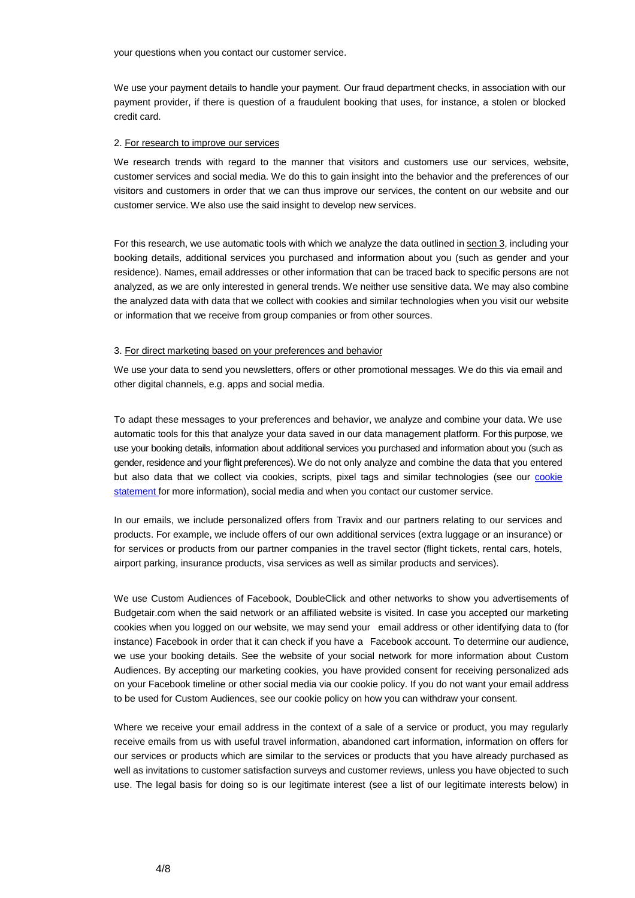your questions when you contact our customer service.

We use your payment details to handle your payment. Our fraud department checks, in association with our payment provider, if there is question of a fraudulent booking that uses, for instance, a stolen or blocked credit card.

2. For research to improve our services

We research trends with regard to the manner that visitors and customers use our services, website, customer services and social media. We do this to gain insight into the behavior and the preferences of our visitors and customers in order that we can thus improve our services, the content on our website and our customer service. We also use the said insight to develop new services.

For this research, we use automatic tools with which we analyze the data outlined in section 3, including your booking details, additional services you purchased and information about you (such as gender and your residence). Names, email addresses or other information that can be traced back to specific persons are not analyzed, as we are only interested in general trends. We neither use sensitive data. We may also combine the analyzed data with data that we collect with cookies and similar technologies when you visit our website or information that we receive from group companies or from other sources.

3. For direct marketing based on your preferences and behavior

We use your data to send you newsletters, offers or other promotional messages. We do this via email and other digital channels, e.g. apps and social media.

To adapt these messages to your preferences and behavior, we analyze and combine your data. We use automatic tools for this that analyze your data saved in our data management platform. For this purpose, we use your booking details, information about additional services you purchased and information about you (such as gender, residence and your flight preferences). We do not only analyze and combine the data that you entered but also data that we collect via cookies, scripts, pixel tags and similar technologies (see our cookie statement for more information), social media and when you contact our customer service.

In our emails, we include personalized offers from Travix and our partners relating to our services and products. For example, we include offers of our own additional services (extra luggage or an insurance) or for services or products from our partner companies in the travel sector (flight tickets, rental cars, hotels, airport parking, insurance products, visa services as well as similar products and services).

We use Custom Audiences of Facebook, DoubleClick and other networks to show you advertisements of Budgetair.com when the said network or an affiliated website is visited. In case you accepted our marketing cookies when you logged on our website, we may send your email address or other identifying data to (for instance) Facebook in order that it can check if you have a Facebook account. To determine our audience, we use your booking details. See the website of your social network for more information about Custom Audiences. By accepting our marketing cookies, you have provided consent for receiving personalized ads on your Facebook timeline or other social media via our cookie policy. If you do not want your email address to be used for Custom Audiences, see our cookie policy on how you can withdraw your consent.

Where we receive your email address in the context of a sale of a service or product, you may regularly receive emails from us with useful travel information, abandoned cart information, information on offers for our services or products which are similar to the services or products that you have already purchased as well as invitations to customer satisfaction surveys and customer reviews, unless you have objected to such use. The legal basis for doing so is our legitimate interest (see a list of our legitimate interests below) in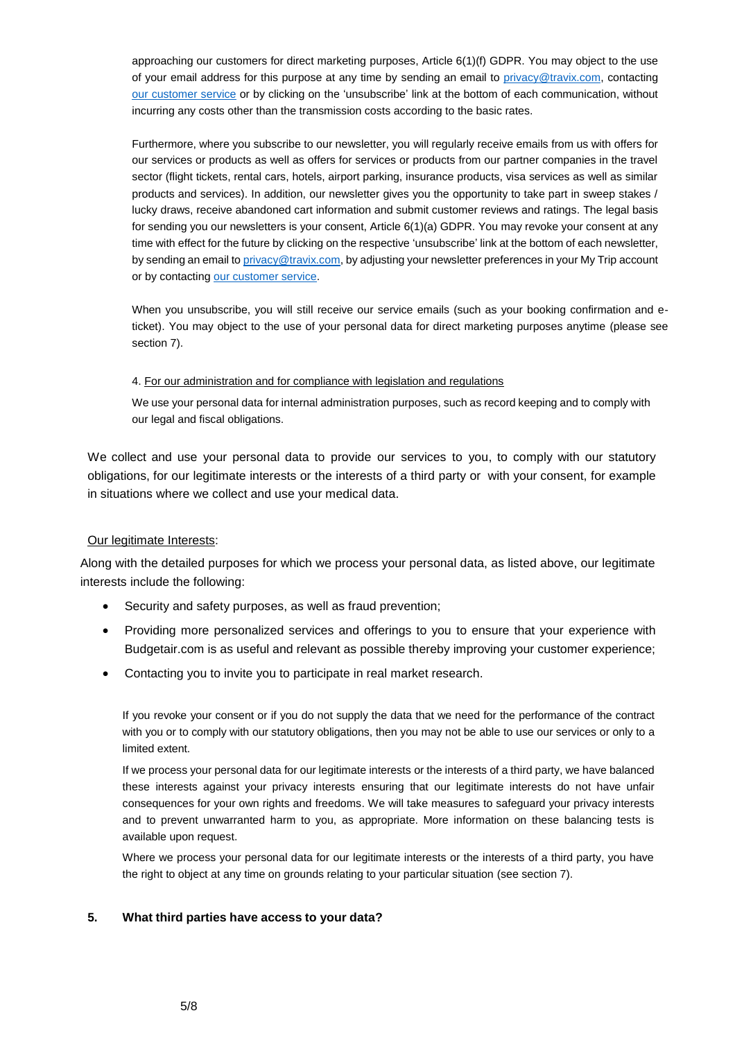approaching our customers for direct marketing purposes, Article 6(1)(f) GDPR. You may object to the use of your email address for this purpose at any time by sending an email to privacy@travix.com, contacting our customer service or by clicking on the 'unsubscribe' link at the bottom of each communication, without incurring any costs other than the transmission costs according to the basic rates.

Furthermore, where you subscribe to our newsletter, you will regularly receive emails from us with offers for our services or products as well as offers for services or products from our partner companies in the travel sector (flight tickets, rental cars, hotels, airport parking, insurance products, visa services as well as similar products and services). In addition, our newsletter gives you the opportunity to take part in sweep stakes / lucky draws, receive abandoned cart information and submit customer reviews and ratings. The legal basis for sending you our newsletters is your consent, Article 6(1)(a) GDPR. You may revoke your consent at any time with effect for the future by clicking on the respective 'unsubscribe' link at the bottom of each newsletter, by sending an email to privacy@travix.com, by adjusting your newsletter preferences in your My Trip account or by contacting our customer service.

When you unsubscribe, you will still receive our service emails (such as your booking confirmation and e-ticket). You may object to the use of your personal data for direct marketing purposes anytime (please see section 7).

4. For our administration and for compliance with legislation and regulations

We use your personal data for internal administration purposes, such as record keeping and to comply with our legal and fiscal obligations.

We collect and use your personal data to provide our services to you, to comply with our statutory obligations, for our legitimate interests or the interests of a third party or with your consent, for example in situations where we collect and use your medical data.

Our legitimate Interests:

Along with the detailed purposes for which we process your personal data, as listed above, our legitimate interests include the following:

- Security and safety purposes, as well as fraud prevention;
- Providing more personalized services and offerings to you to ensure that your experience with Budgetair.com is as useful and relevant as possible thereby improving your customer experience;
- Contacting you to invite you to participate in real market research.

If you revoke your consent or if you do not supply the data that we need for the performance of the contract with you or to comply with our statutory obligations, then you may not be able to use our services or only to a limited extent.

If we process your personal data for our legitimate interests or the interests of a third party, we have balanced these interests against your privacy interests ensuring that our legitimate interests do not have unfair consequences for your own rights and freedoms. We will take measures to safeguard your privacy interests and to prevent unwarranted harm to you, as appropriate. More information on these balancing tests is available upon request.

Where we process your personal data for our legitimate interests or the interests of a third party, you have the right to object at any time on grounds relating to your particular situation (see section 7).

## 5. What third parties have access to your data?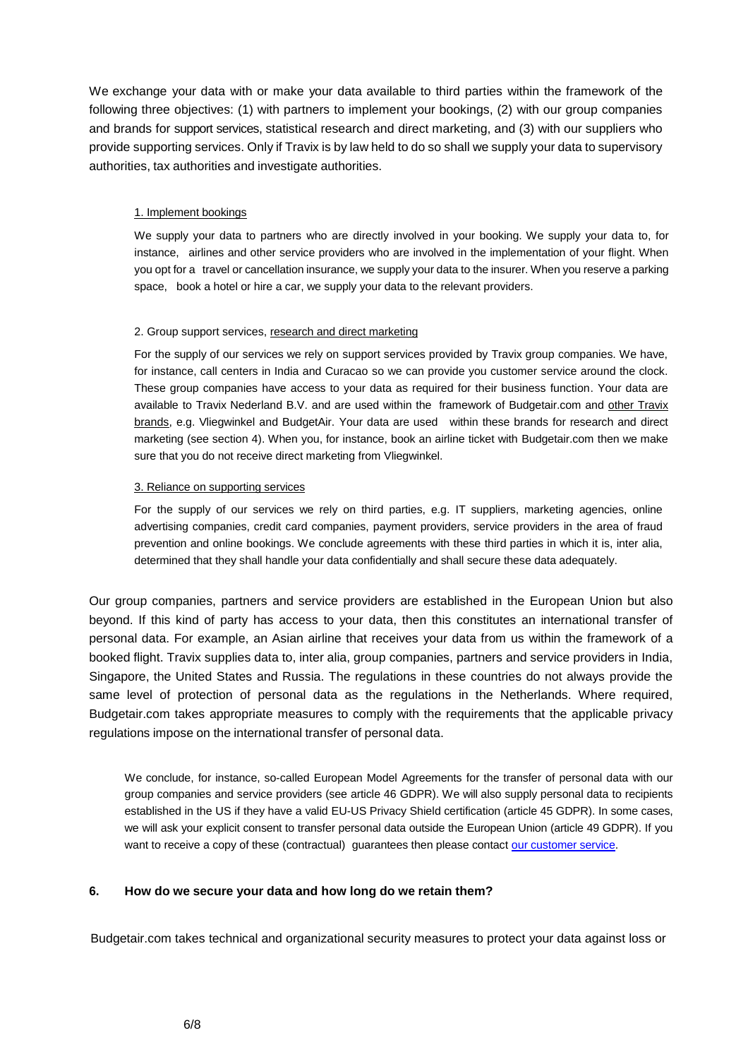We exchange your data with or make your data available to third parties within the framework of the following three objectives: (1) with partners to implement your bookings, (2) with our group companies and brands for support services, statistical research and direct marketing, and (3) with our suppliers who provide supporting services. Only if Travix is by law held to do so shall we supply your data to supervisory authorities, tax authorities and investigate authorities.

> 1. Implement bookings
>
> We supply your data to partners who are directly involved in your booking. We supply your data to, for instance, airlines and other service providers who are involved in the implementation of your flight. When you opt for a travel or cancellation insurance, we supply your data to the insurer. When you reserve a parking space, book a hotel or hire a car, we supply your data to the relevant providers.
>
> 2. Group support services, research and direct marketing
>
> For the supply of our services we rely on support services provided by Travix group companies. We have, for instance, call centers in India and Curacao so we can provide you customer service around the clock. These group companies have access to your data as required for their business function. Your data are available to Travix Nederland B.V. and are used within the framework of Budgetair.com and other Travix brands, e.g. Vliegwinkel and BudgetAir. Your data are used within these brands for research and direct marketing (see section 4). When you, for instance, book an airline ticket with Budgetair.com then we make sure that you do not receive direct marketing from Vliegwinkel.
>
> 3. Reliance on supporting services
>
> For the supply of our services we rely on third parties, e.g. IT suppliers, marketing agencies, online advertising companies, credit card companies, payment providers, service providers in the area of fraud prevention and online bookings. We conclude agreements with these third parties in which it is, inter alia, determined that they shall handle your data confidentially and shall secure these data adequately.

Our group companies, partners and service providers are established in the European Union but also beyond. If this kind of party has access to your data, then this constitutes an international transfer of personal data. For example, an Asian airline that receives your data from us within the framework of a booked flight. Travix supplies data to, inter alia, group companies, partners and service providers in India, Singapore, the United States and Russia. The regulations in these countries do not always provide the same level of protection of personal data as the regulations in the Netherlands. Where required, Budgetair.com takes appropriate measures to comply with the requirements that the applicable privacy regulations impose on the international transfer of personal data.

> We conclude, for instance, so-called European Model Agreements for the transfer of personal data with our group companies and service providers (see article 46 GDPR). We will also supply personal data to recipients established in the US if they have a valid EU-US Privacy Shield certification (article 45 GDPR). In some cases, we will ask your explicit consent to transfer personal data outside the European Union (article 49 GDPR). If you want to receive a copy of these (contractual) guarantees then please contact our customer service.

## 6. How do we secure your data and how long do we retain them?

Budgetair.com takes technical and organizational security measures to protect your data against loss or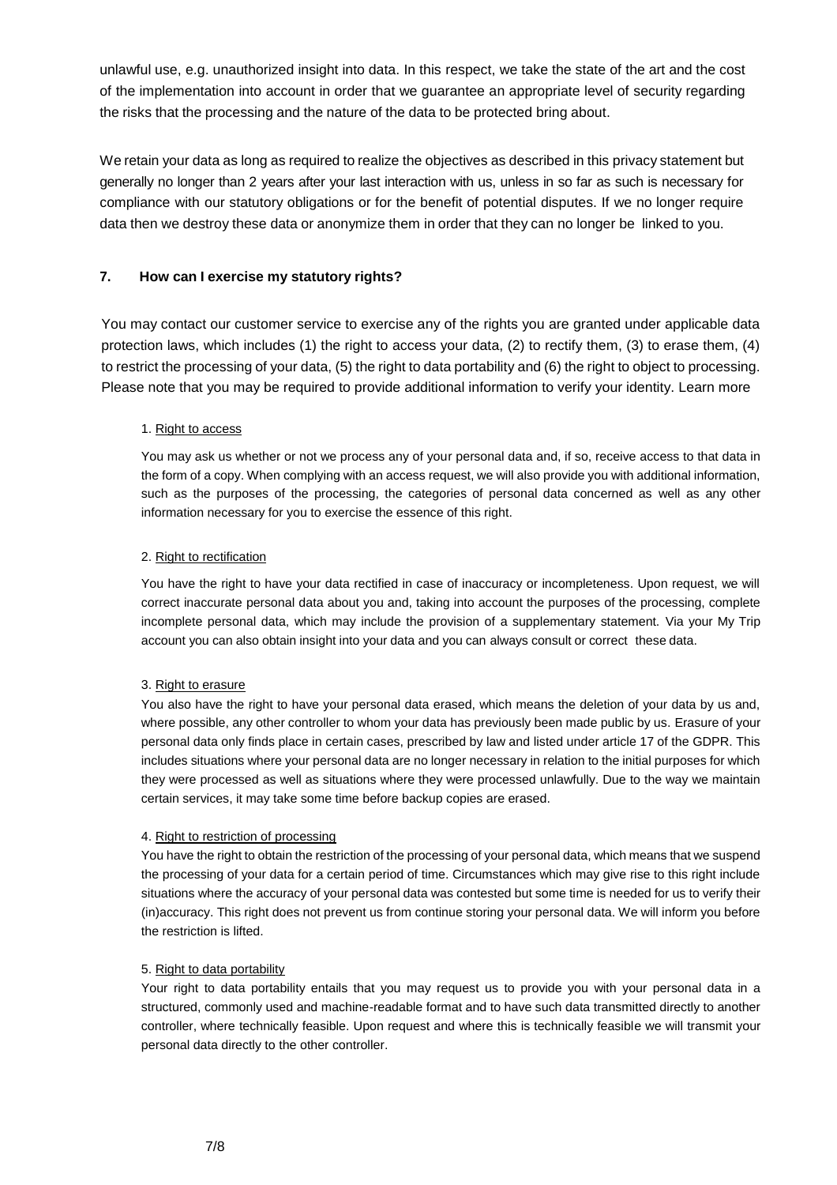unlawful use, e.g. unauthorized insight into data. In this respect, we take the state of the art and the cost of the implementation into account in order that we guarantee an appropriate level of security regarding the risks that the processing and the nature of the data to be protected bring about.

We retain your data as long as required to realize the objectives as described in this privacy statement but generally no longer than 2 years after your last interaction with us, unless in so far as such is necessary for compliance with our statutory obligations or for the benefit of potential disputes. If we no longer require data then we destroy these data or anonymize them in order that they can no longer be linked to you.

## 7. How can I exercise my statutory rights?

You may contact our customer service to exercise any of the rights you are granted under applicable data protection laws, which includes (1) the right to access your data, (2) to rectify them, (3) to erase them, (4) to restrict the processing of your data, (5) the right to data portability and (6) the right to object to processing. Please note that you may be required to provide additional information to verify your identity. Learn more

1. Right to access

You may ask us whether or not we process any of your personal data and, if so, receive access to that data in the form of a copy. When complying with an access request, we will also provide you with additional information, such as the purposes of the processing, the categories of personal data concerned as well as any other information necessary for you to exercise the essence of this right.

2. Right to rectification

You have the right to have your data rectified in case of inaccuracy or incompleteness. Upon request, we will correct inaccurate personal data about you and, taking into account the purposes of the processing, complete incomplete personal data, which may include the provision of a supplementary statement. Via your My Trip account you can also obtain insight into your data and you can always consult or correct these data.

3. Right to erasure

You also have the right to have your personal data erased, which means the deletion of your data by us and, where possible, any other controller to whom your data has previously been made public by us. Erasure of your personal data only finds place in certain cases, prescribed by law and listed under article 17 of the GDPR. This includes situations where your personal data are no longer necessary in relation to the initial purposes for which they were processed as well as situations where they were processed unlawfully. Due to the way we maintain certain services, it may take some time before backup copies are erased.

4. Right to restriction of processing

You have the right to obtain the restriction of the processing of your personal data, which means that we suspend the processing of your data for a certain period of time. Circumstances which may give rise to this right include situations where the accuracy of your personal data was contested but some time is needed for us to verify their (in)accuracy. This right does not prevent us from continue storing your personal data. We will inform you before the restriction is lifted.

5. Right to data portability

Your right to data portability entails that you may request us to provide you with your personal data in a structured, commonly used and machine-readable format and to have such data transmitted directly to another controller, where technically feasible. Upon request and where this is technically feasible we will transmit your personal data directly to the other controller.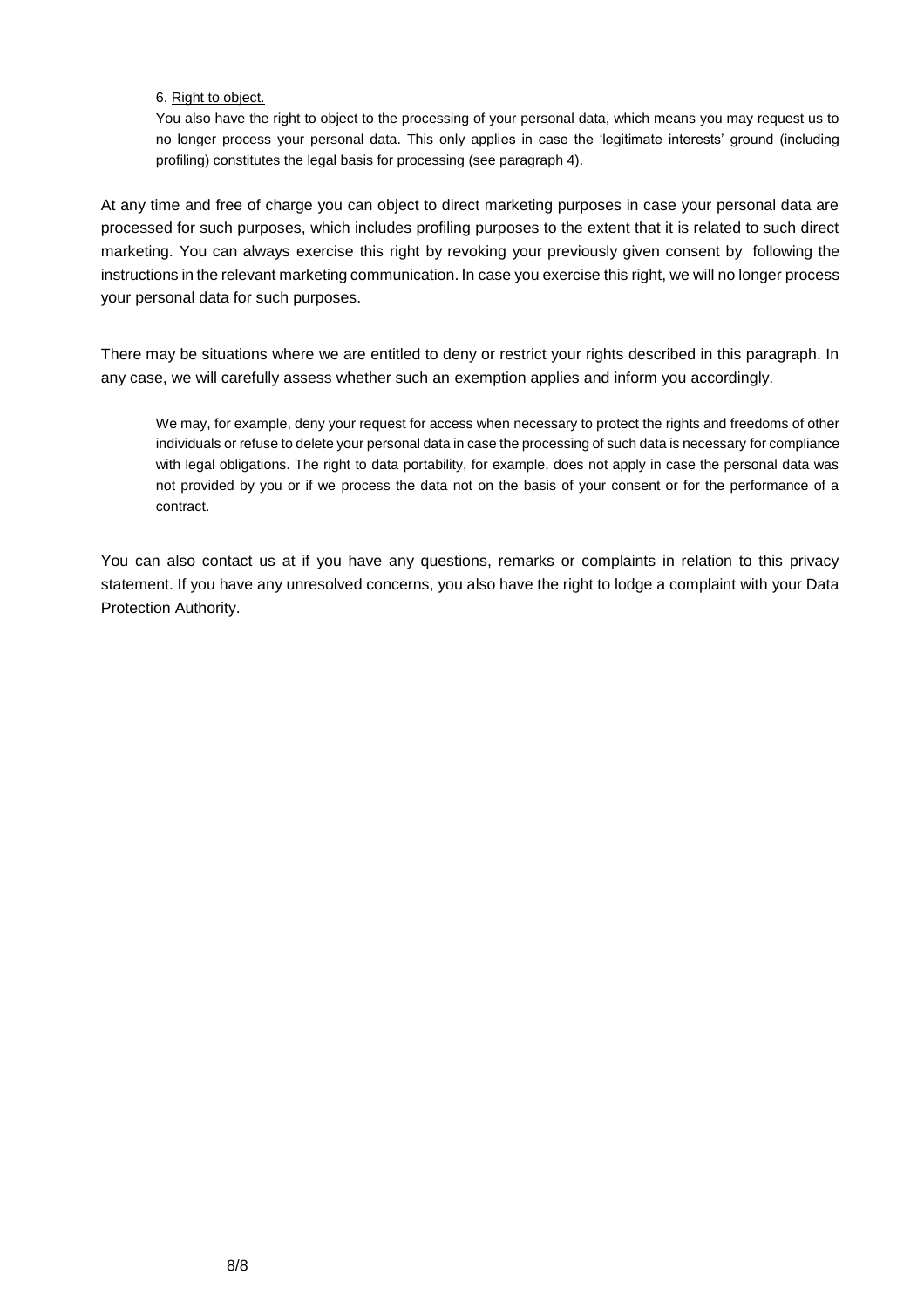6. <u>Right to object.</u>

You also have the right to object to the processing of your personal data, which means you may request us to no longer process your personal data. This only applies in case the 'legitimate interests' ground (including profiling) constitutes the legal basis for processing (see paragraph 4).

At any time and free of charge you can object to direct marketing purposes in case your personal data are processed for such purposes, which includes profiling purposes to the extent that it is related to such direct marketing. You can always exercise this right by revoking your previously given consent by following the instructions in the relevant marketing communication. In case you exercise this right, we will no longer process your personal data for such purposes.

There may be situations where we are entitled to deny or restrict your rights described in this paragraph. In any case, we will carefully assess whether such an exemption applies and inform you accordingly.

We may, for example, deny your request for access when necessary to protect the rights and freedoms of other individuals or refuse to delete your personal data in case the processing of such data is necessary for compliance with legal obligations. The right to data portability, for example, does not apply in case the personal data was not provided by you or if we process the data not on the basis of your consent or for the performance of a contract.

You can also contact us at if you have any questions, remarks or complaints in relation to this privacy statement. If you have any unresolved concerns, you also have the right to lodge a complaint with your Data Protection Authority.